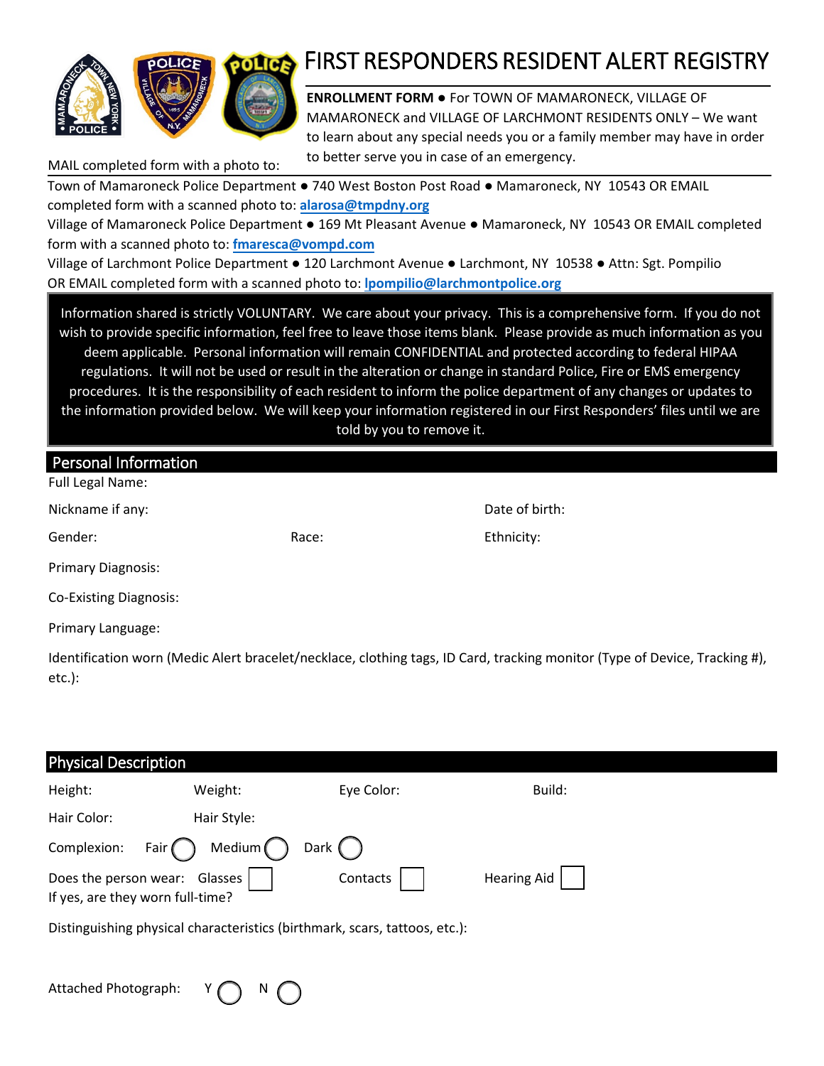# FIRST RESPONDERS RESIDENT ALERT REGISTRY

**ENROLLMENT FORM** ● For TOWN OF MAMARONECK, VILLAGE OF MAMARONECK and VILLAGE OF LARCHMONT RESIDENTS ONLY – We want to learn about any special needs you or a family member may have in order to better serve you in case of an emergency.

MAIL completed form with a photo to:

Town of Mamaroneck Police Department ● 740 West Boston Post Road ● Mamaroneck, NY 10543 OR EMAIL completed form with a scanned photo to: **alarosa@tmpdny.org**

Village of Mamaroneck Police Department ● 169 Mt Pleasant Avenue ● Mamaroneck, NY 10543 OR EMAIL completed form with a scanned photo to: **fmaresca@vompd.com**

Village of Larchmont Police Department ● 120 Larchmont Avenue ● Larchmont, NY 10538 ● Attn: Sgt. Pompilio OR EMAIL completed form with a scanned photo to: **lpompilio@larchmontpolice.org**

Information shared is strictly VOLUNTARY. We care about your privacy. This is a comprehensive form. If you do not wish to provide specific information, feel free to leave those items blank. Please provide as much information as you deem applicable. Personal information will remain CONFIDENTIAL and protected according to federal HIPAA regulations. It will not be used or result in the alteration or change in standard Police, Fire or EMS emergency procedures. It is the responsibility of each resident to inform the police department of any changes or updates to the information provided below. We will keep your information registered in our First Responders' files until we are told by you to remove it.

## Personal Information

Full Legal Name:

Nickname if any: Date of birth:

Gender: Race: Ethnicity:

Primary Diagnosis:

Co-Existing Diagnosis:

Primary Language:

Identification worn (Medic Alert bracelet/necklace, clothing tags, ID Card, tracking monitor (Type of Device, Tracking #), etc.):

## Physical Description

Height: Weight: Eye Color: Build:

Hair Color: Hair Style:

Complexion: Fair ◯ Medium ◯ Dark ◯

Does the person wear: Glasses ☐ Contacts ☐ Hearing Aid ☐

If yes, are they worn full-time?

Distinguishing physical characteristics (birthmark, scars, tattoos, etc.):

Attached Photograph: Y ◯ N ◯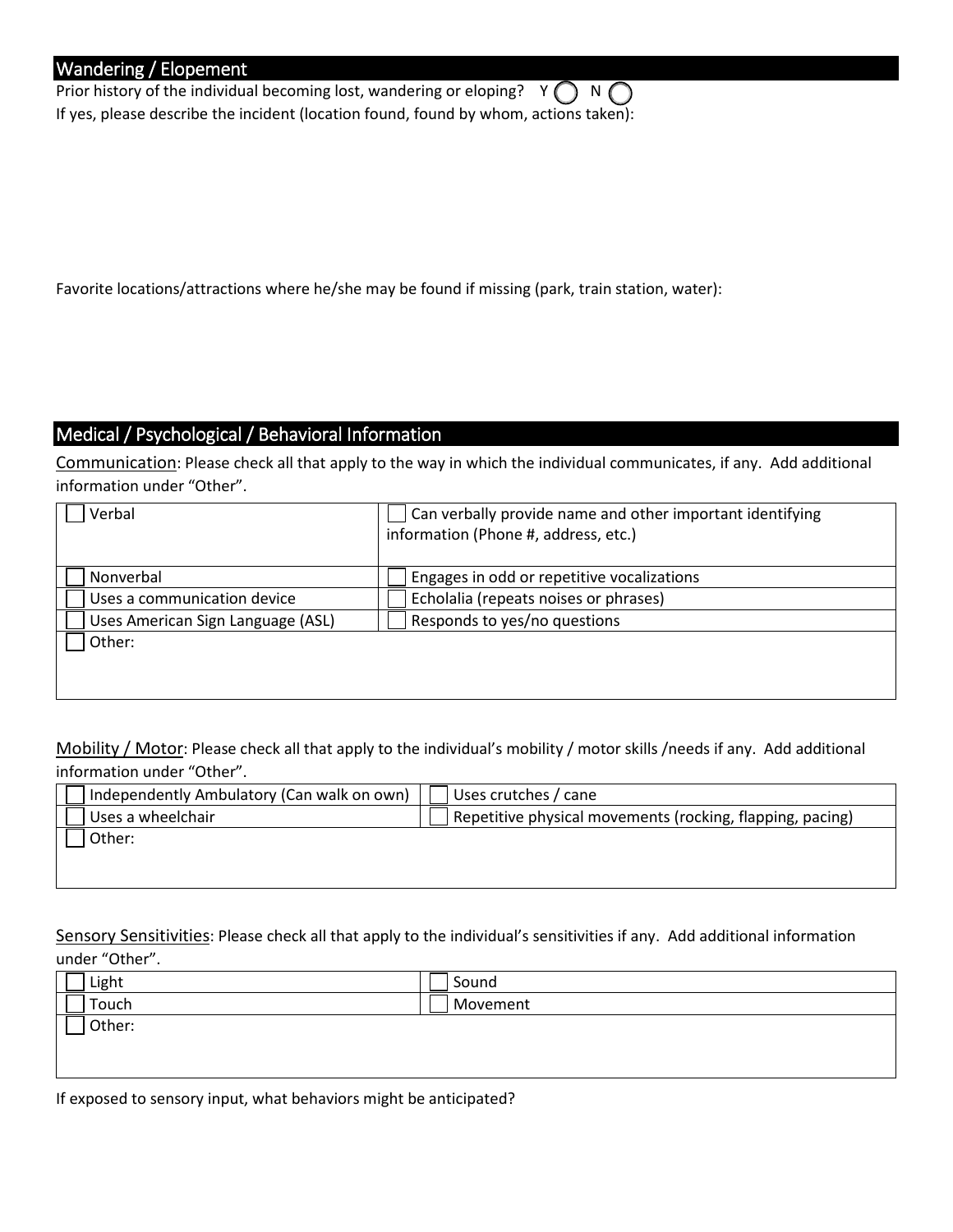## Wandering / Elopement

Prior history of the individual becoming lost, wandering or eloping? Y ◯ N ◯

If yes, please describe the incident (location found, found by whom, actions taken):

Favorite locations/attractions where he/she may be found if missing (park, train station, water):

## Medical / Psychological / Behavioral Information

Communication: Please check all that apply to the way in which the individual communicates, if any. Add additional information under "Other".

| | |
|---|---|
| ☐ Verbal | ☐ Can verbally provide name and other important identifying information (Phone #, address, etc.) |
| ☐ Nonverbal | ☐ Engages in odd or repetitive vocalizations |
| ☐ Uses a communication device | ☐ Echolalia (repeats noises or phrases) |
| ☐ Uses American Sign Language (ASL) | ☐ Responds to yes/no questions |
| ☐ Other: | |

Mobility / Motor: Please check all that apply to the individual's mobility / motor skills /needs if any. Add additional information under "Other".

| | |
|---|---|
| ☐ Independently Ambulatory (Can walk on own) | ☐ Uses crutches / cane |
| ☐ Uses a wheelchair | ☐ Repetitive physical movements (rocking, flapping, pacing) |
| ☐ Other: | |

Sensory Sensitivities: Please check all that apply to the individual's sensitivities if any. Add additional information under "Other".

| | |
|---|---|
| ☐ Light | ☐ Sound |
| ☐ Touch | ☐ Movement |
| ☐ Other: | |

If exposed to sensory input, what behaviors might be anticipated?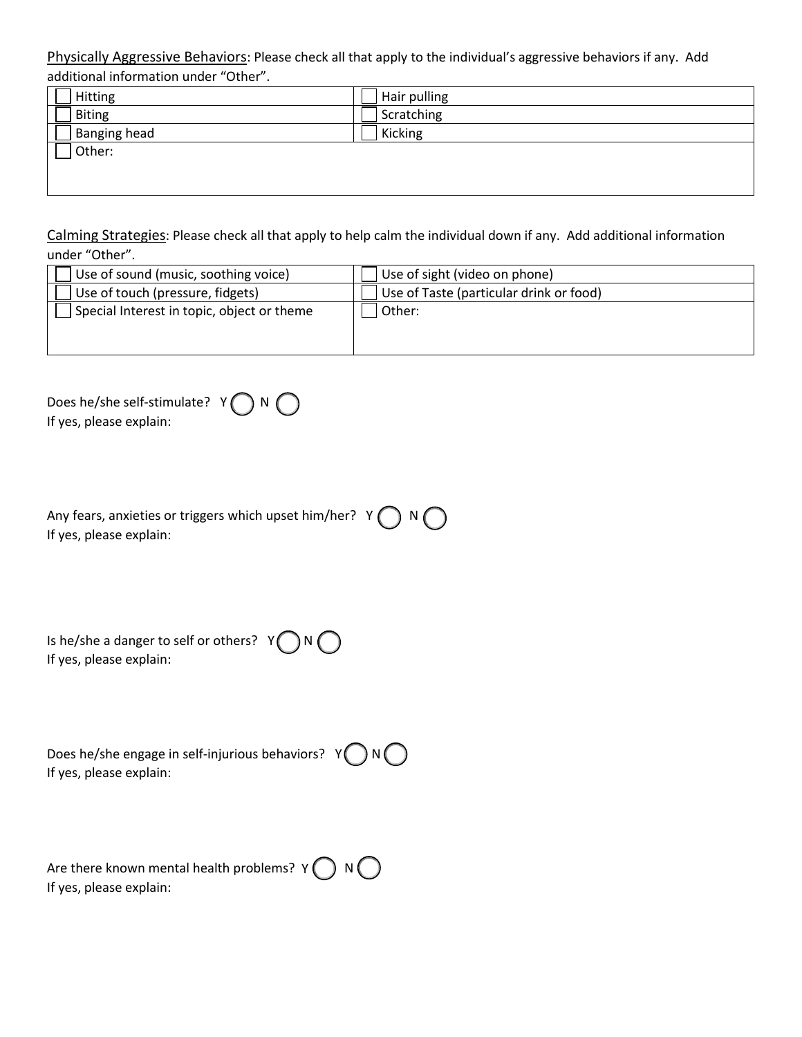Physically Aggressive Behaviors: Please check all that apply to the individual's aggressive behaviors if any. Add additional information under "Other".

| | |
|---|---|
| ☐ Hitting | ☐ Hair pulling |
| ☐ Biting | ☐ Scratching |
| ☐ Banging head | ☐ Kicking |
| ☐ Other: | |

Calming Strategies: Please check all that apply to help calm the individual down if any. Add additional information under "Other".

| | |
|---|---|
| ☐ Use of sound (music, soothing voice) | ☐ Use of sight (video on phone) |
| ☐ Use of touch (pressure, fidgets) | ☐ Use of Taste (particular drink or food) |
| ☐ Special Interest in topic, object or theme | ☐ Other: |

Does he/she self-stimulate? Y ◯ N ◯
If yes, please explain:

Any fears, anxieties or triggers which upset him/her? Y ◯ N ◯
If yes, please explain:

Is he/she a danger to self or others? Y ◯ N ◯
If yes, please explain:

Does he/she engage in self-injurious behaviors? Y ◯ N ◯
If yes, please explain:

Are there known mental health problems? Y ◯ N ◯
If yes, please explain: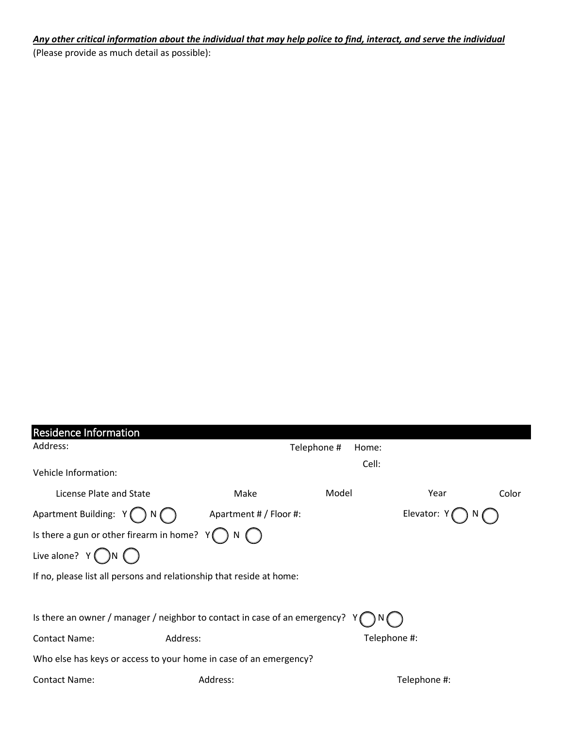***<u>Any other critical information about the individual that may help police to find, interact, and serve the individual</u>***

(Please provide as much detail as possible):

## Residence Information

Address: Telephone # Home:

Cell:

Vehicle Information:

| License Plate and State | Make | Model | Year | Color |
|---|---|---|---|---|
| | | | | |

Apartment Building: Y ◯ N ◯ Apartment # / Floor #: Elevator: Y ◯ N ◯

Is there a gun or other firearm in home? Y ◯ N ◯

Live alone? Y ◯ N ◯

If no, please list all persons and relationship that reside at home:

Is there an owner / manager / neighbor to contact in case of an emergency? Y ◯ N ◯

Contact Name: Address: Telephone #:

Who else has keys or access to your home in case of an emergency?

Contact Name: Address: Telephone #: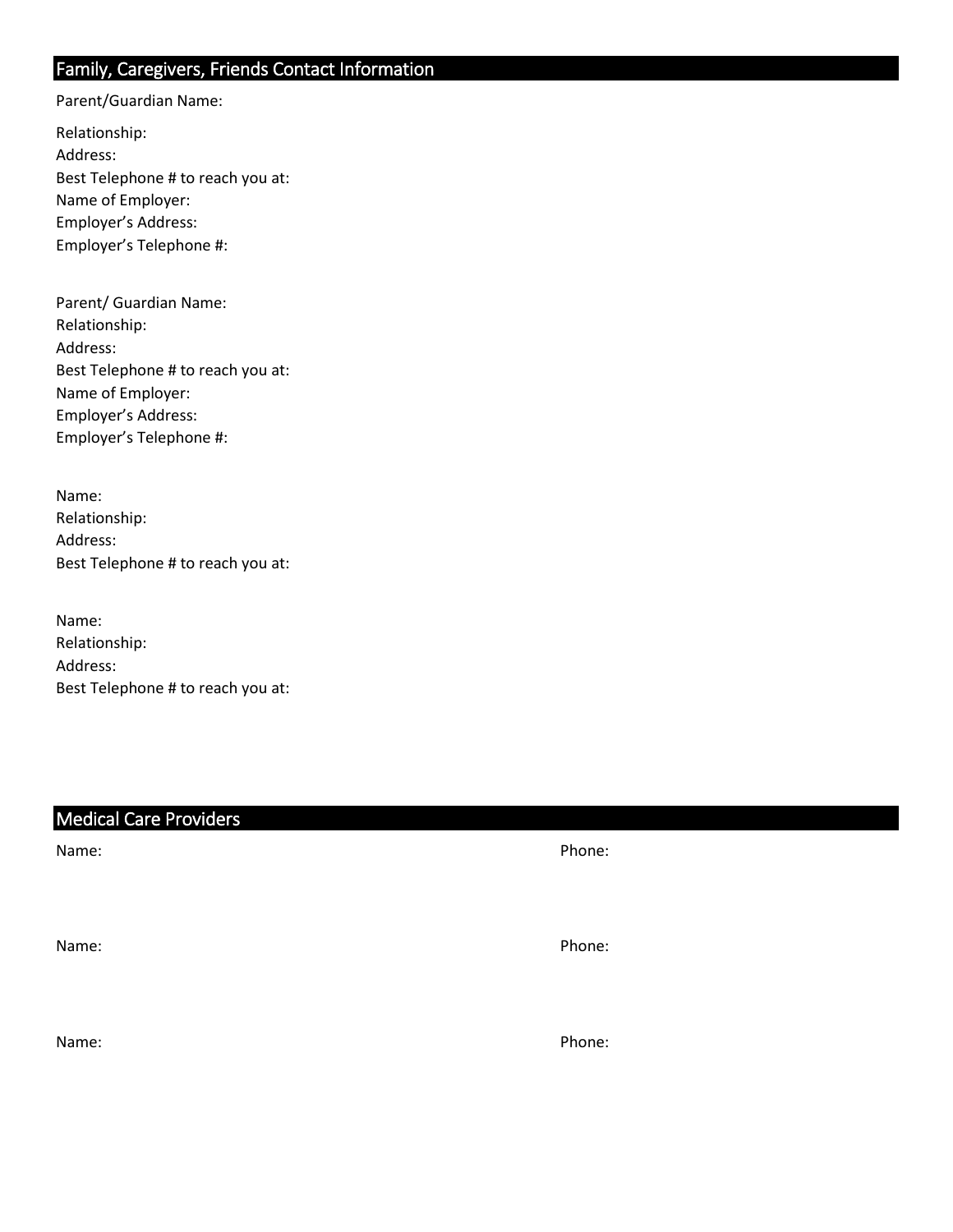## Family, Caregivers, Friends Contact Information

Parent/Guardian Name:

Relationship:
Address:
Best Telephone # to reach you at:
Name of Employer:
Employer's Address:
Employer's Telephone #:

Parent/ Guardian Name:
Relationship:
Address:
Best Telephone # to reach you at:
Name of Employer:
Employer's Address:
Employer's Telephone #:

Name:
Relationship:
Address:
Best Telephone # to reach you at:

Name:
Relationship:
Address:
Best Telephone # to reach you at:

## Medical Care Providers

Name: Phone:

Name: Phone:

Name: Phone: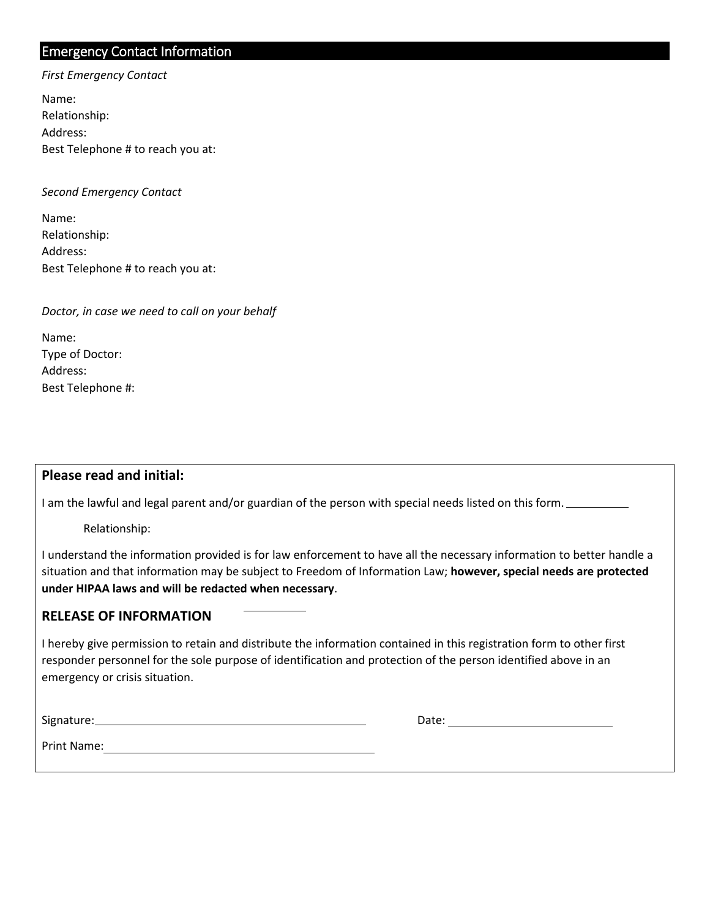## Emergency Contact Information

*First Emergency Contact*

Name:
Relationship:
Address:
Best Telephone # to reach you at:

*Second Emergency Contact*

Name:
Relationship:
Address:
Best Telephone # to reach you at:

*Doctor, in case we need to call on your behalf*

Name:
Type of Doctor:
Address:
Best Telephone #:

### Please read and initial:

I am the lawful and legal parent and/or guardian of the person with special needs listed on this form. __________

Relationship:

I understand the information provided is for law enforcement to have all the necessary information to better handle a situation and that information may be subject to Freedom of Information Law; **however, special needs are protected under HIPAA laws and will be redacted when necessary**. __________

### RELEASE OF INFORMATION

I hereby give permission to retain and distribute the information contained in this registration form to other first responder personnel for the sole purpose of identification and protection of the person identified above in an emergency or crisis situation.

Signature: ____________________________________________ Date: __________________________

Print Name: ____________________________________________